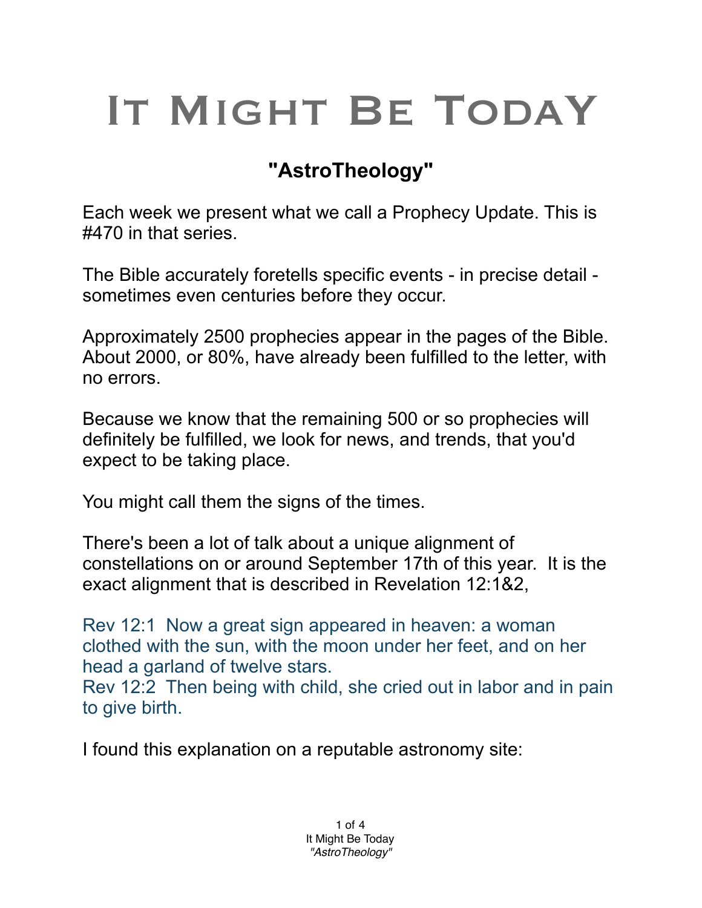# It Might Be TodaY

## "AstroTheology"

Each week we present what we call a Prophecy Update. This is #470 in that series.

The Bible accurately foretells specific events - in precise detail - sometimes even centuries before they occur.

Approximately 2500 prophecies appear in the pages of the Bible. About 2000, or 80%, have already been fulfilled to the letter, with no errors.

Because we know that the remaining 500 or so prophecies will definitely be fulfilled, we look for news, and trends, that you'd expect to be taking place.

You might call them the signs of the times.

There's been a lot of talk about a unique alignment of constellations on or around September 17th of this year. It is the exact alignment that is described in Revelation 12:1&2,

Rev 12:1 Now a great sign appeared in heaven: a woman clothed with the sun, with the moon under her feet, and on her head a garland of twelve stars.
Rev 12:2 Then being with child, she cried out in labor and in pain to give birth.

I found this explanation on a reputable astronomy site: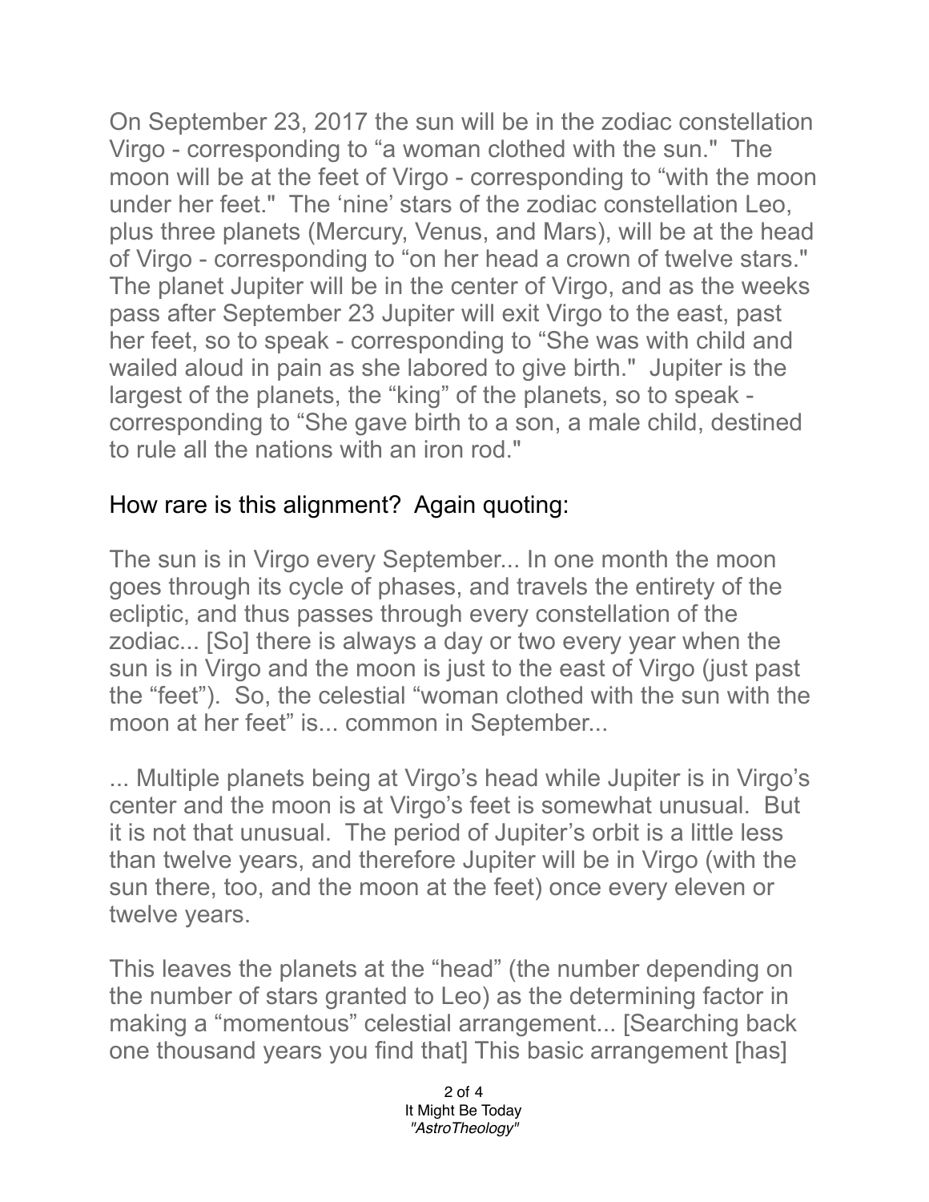On September 23, 2017 the sun will be in the zodiac constellation Virgo - corresponding to “a woman clothed with the sun." The moon will be at the feet of Virgo - corresponding to “with the moon under her feet." The ‘nine’ stars of the zodiac constellation Leo, plus three planets (Mercury, Venus, and Mars), will be at the head of Virgo - corresponding to “on her head a crown of twelve stars." The planet Jupiter will be in the center of Virgo, and as the weeks pass after September 23 Jupiter will exit Virgo to the east, past her feet, so to speak - corresponding to “She was with child and wailed aloud in pain as she labored to give birth." Jupiter is the largest of the planets, the “king” of the planets, so to speak - corresponding to “She gave birth to a son, a male child, destined to rule all the nations with an iron rod."

How rare is this alignment? Again quoting:

The sun is in Virgo every September... In one month the moon goes through its cycle of phases, and travels the entirety of the ecliptic, and thus passes through every constellation of the zodiac... [So] there is always a day or two every year when the sun is in Virgo and the moon is just to the east of Virgo (just past the “feet”). So, the celestial “woman clothed with the sun with the moon at her feet” is... common in September...

... Multiple planets being at Virgo’s head while Jupiter is in Virgo’s center and the moon is at Virgo’s feet is somewhat unusual. But it is not that unusual. The period of Jupiter’s orbit is a little less than twelve years, and therefore Jupiter will be in Virgo (with the sun there, too, and the moon at the feet) once every eleven or twelve years.

This leaves the planets at the “head” (the number depending on the number of stars granted to Leo) as the determining factor in making a “momentous” celestial arrangement... [Searching back one thousand years you find that] This basic arrangement [has]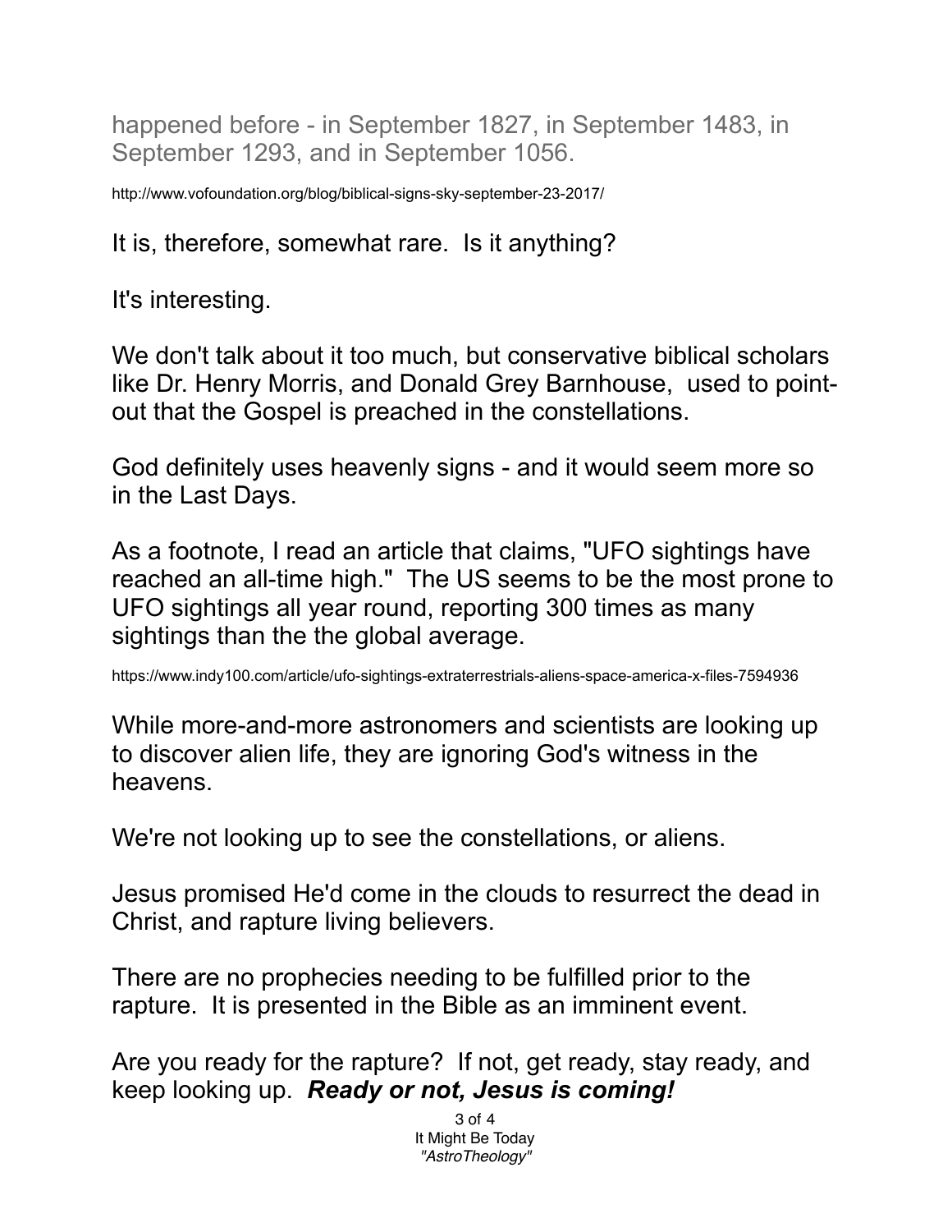happened before - in September 1827, in September 1483, in September 1293, and in September 1056.

http://www.vofoundation.org/blog/biblical-signs-sky-september-23-2017/

It is, therefore, somewhat rare. Is it anything?

It's interesting.

We don't talk about it too much, but conservative biblical scholars like Dr. Henry Morris, and Donald Grey Barnhouse, used to point-out that the Gospel is preached in the constellations.

God definitely uses heavenly signs - and it would seem more so in the Last Days.

As a footnote, I read an article that claims, "UFO sightings have reached an all-time high." The US seems to be the most prone to UFO sightings all year round, reporting 300 times as many sightings than the the global average.

https://www.indy100.com/article/ufo-sightings-extraterrestrials-aliens-space-america-x-files-7594936

While more-and-more astronomers and scientists are looking up to discover alien life, they are ignoring God's witness in the heavens.

We're not looking up to see the constellations, or aliens.

Jesus promised He'd come in the clouds to resurrect the dead in Christ, and rapture living believers.

There are no prophecies needing to be fulfilled prior to the rapture. It is presented in the Bible as an imminent event.

Are you ready for the rapture? If not, get ready, stay ready, and keep looking up. ***Ready or not, Jesus is coming!***